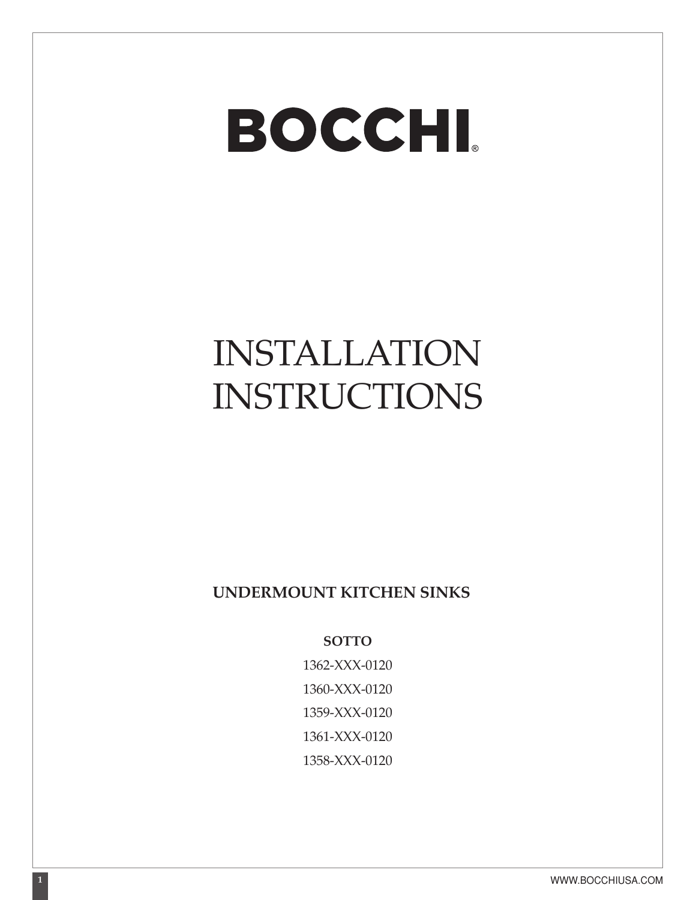# BOCCHI®

# INSTALLATION INSTRUCTIONS

**UNDERMOUNT KITCHEN SINKS**

**SOTTO**

1362-XXX-0120

1360-XXX-0120

1359-XXX-0120

1361-XXX-0120

1358-XXX-0120

WWW.BOCCHIUSA.COM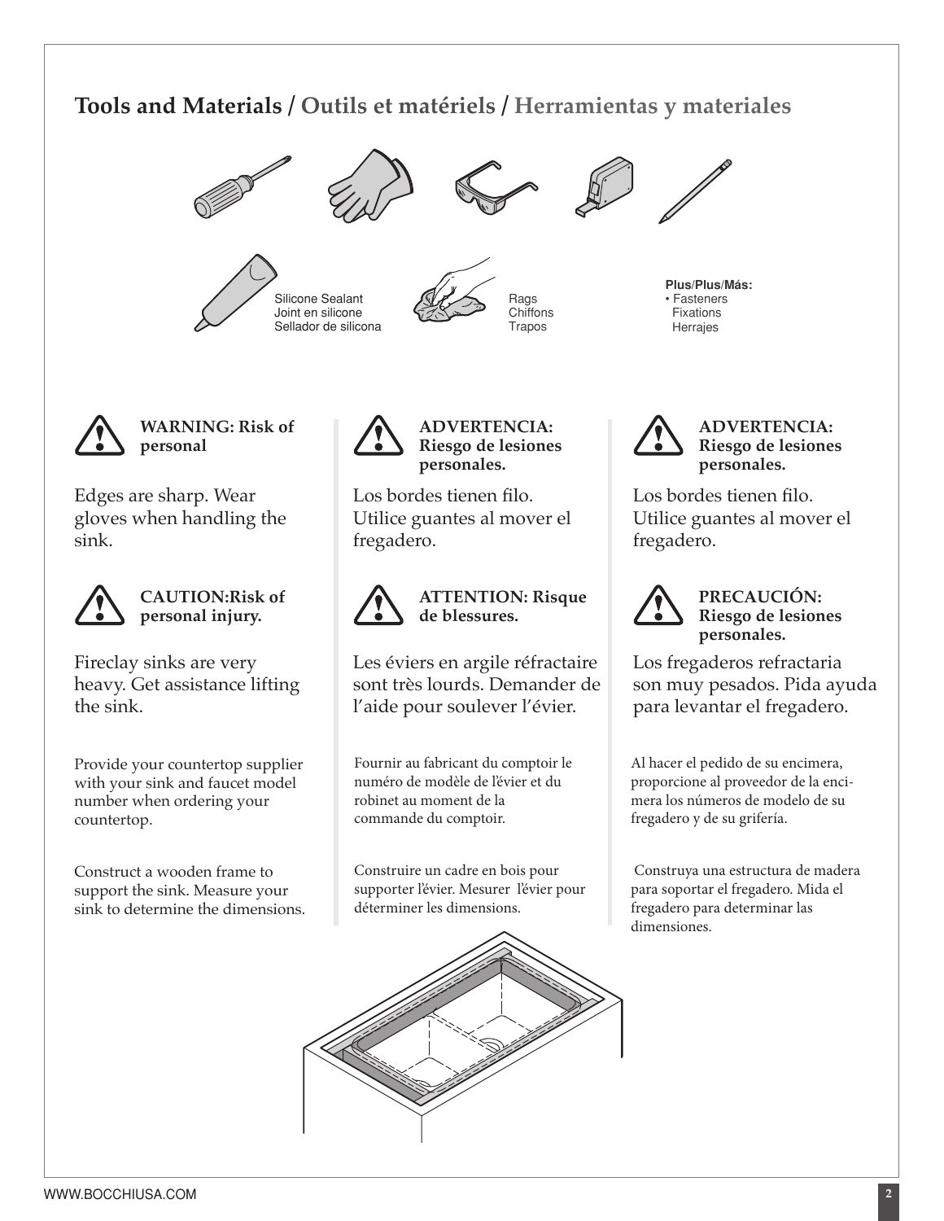## Tools and Materials / Outils et matériels / Herramientas y materiales

Silicone Sealant
Joint en silicone
Sellador de silicona

Rags
Chiffons
Trapos

**Plus/Plus/Más:**
- Fasteners
  Fixations
  Herrajes

**WARNING: Risk of personal**

Edges are sharp. Wear gloves when handling the sink.

**CAUTION:Risk of personal injury.**

Fireclay sinks are very heavy. Get assistance lifting the sink.

Provide your countertop supplier with your sink and faucet model number when ordering your countertop.

Construct a wooden frame to support the sink. Measure your sink to determine the dimensions.

**ADVERTENCIA: Riesgo de lesiones personales.**

Los bordes tienen filo. Utilice guantes al mover el fregadero.

**ATTENTION: Risque de blessures.**

Les éviers en argile réfractaire sont très lourds. Demander de l'aide pour soulever l'évier.

Fournir au fabricant du comptoir le numéro de modèle de l'évier et du robinet au moment de la commande du comptoir.

Construire un cadre en bois pour supporter l'évier. Mesurer l'évier pour déterminer les dimensions.

**ADVERTENCIA: Riesgo de lesiones personales.**

Los bordes tienen filo. Utilice guantes al mover el fregadero.

**PRECAUCIÓN: Riesgo de lesiones personales.**

Los fregaderos refractaria son muy pesados. Pida ayuda para levantar el fregadero.

Al hacer el pedido de su encimera, proporcione al proveedor de la encimera los números de modelo de su fregadero y de su grifería.

Construya una estructura de madera para soportar el fregadero. Mida el fregadero para determinar las dimensiones.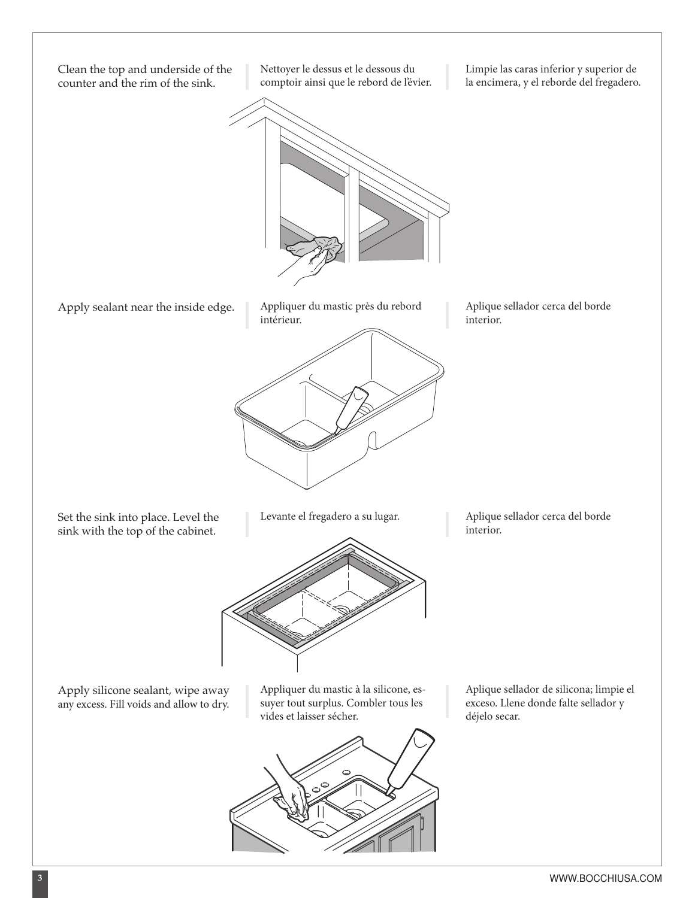Clean the top and underside of the counter and the rim of the sink.

Nettoyer le dessus et le dessous du comptoir ainsi que le rebord de l'évier.

Limpie las caras inferior y superior de la encimera, y el reborde del fregadero.

Apply sealant near the inside edge.

Appliquer du mastic près du rebord intérieur.

Aplique sellador cerca del borde interior.

Set the sink into place. Level the sink with the top of the cabinet.

Levante el fregadero a su lugar.

Aplique sellador cerca del borde interior.

Apply silicone sealant, wipe away any excess. Fill voids and allow to dry.

Appliquer du mastic à la silicone, essuyer tout surplus. Combler tous les vides et laisser sécher.

Aplique sellador de silicona; limpie el exceso. Llene donde falte sellador y déjelo secar.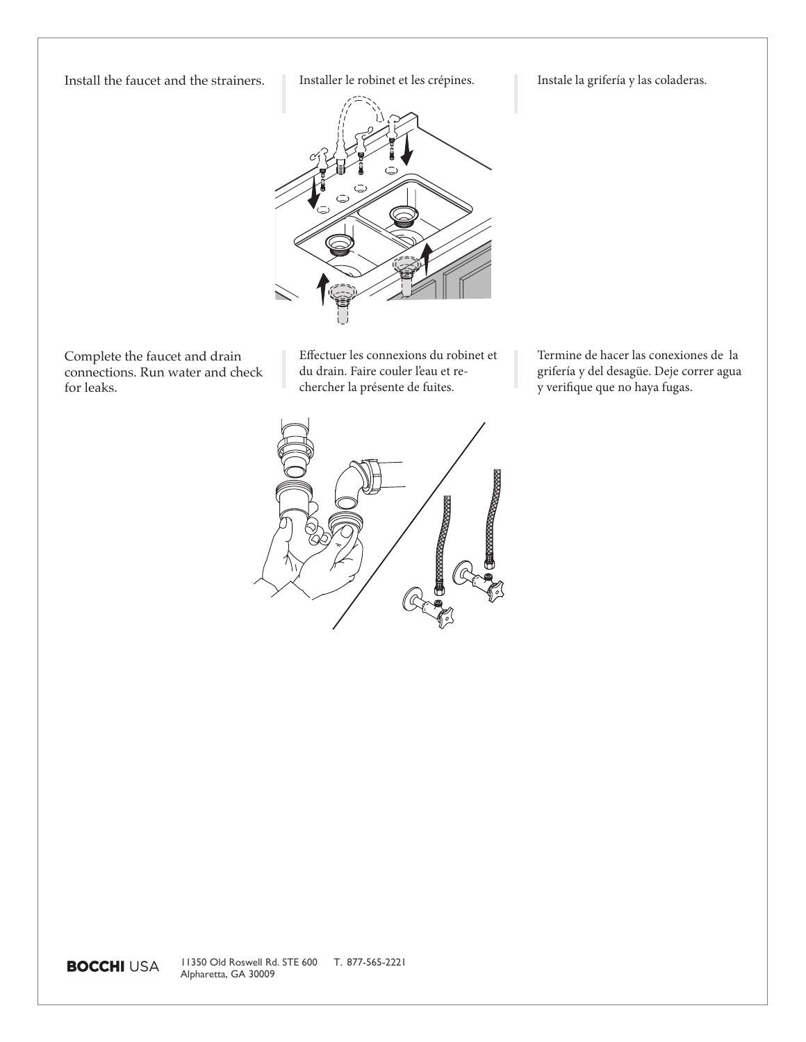Install the faucet and the strainers.

Installer le robinet et les crépines.

Instale la grifería y las coladeras.

Complete the faucet and drain connections. Run water and check for leaks.

Effectuer les connexions du robinet et du drain. Faire couler l'eau et rechercher la présente de fuites.

Termine de hacer las conexiones de la grifería y del desagüe. Deje correr agua y verifique que no haya fugas.

**BOCCHI** USA

11350 Old Roswell Rd. STE 600
Alpharetta, GA 30009

T. 877-565-2221